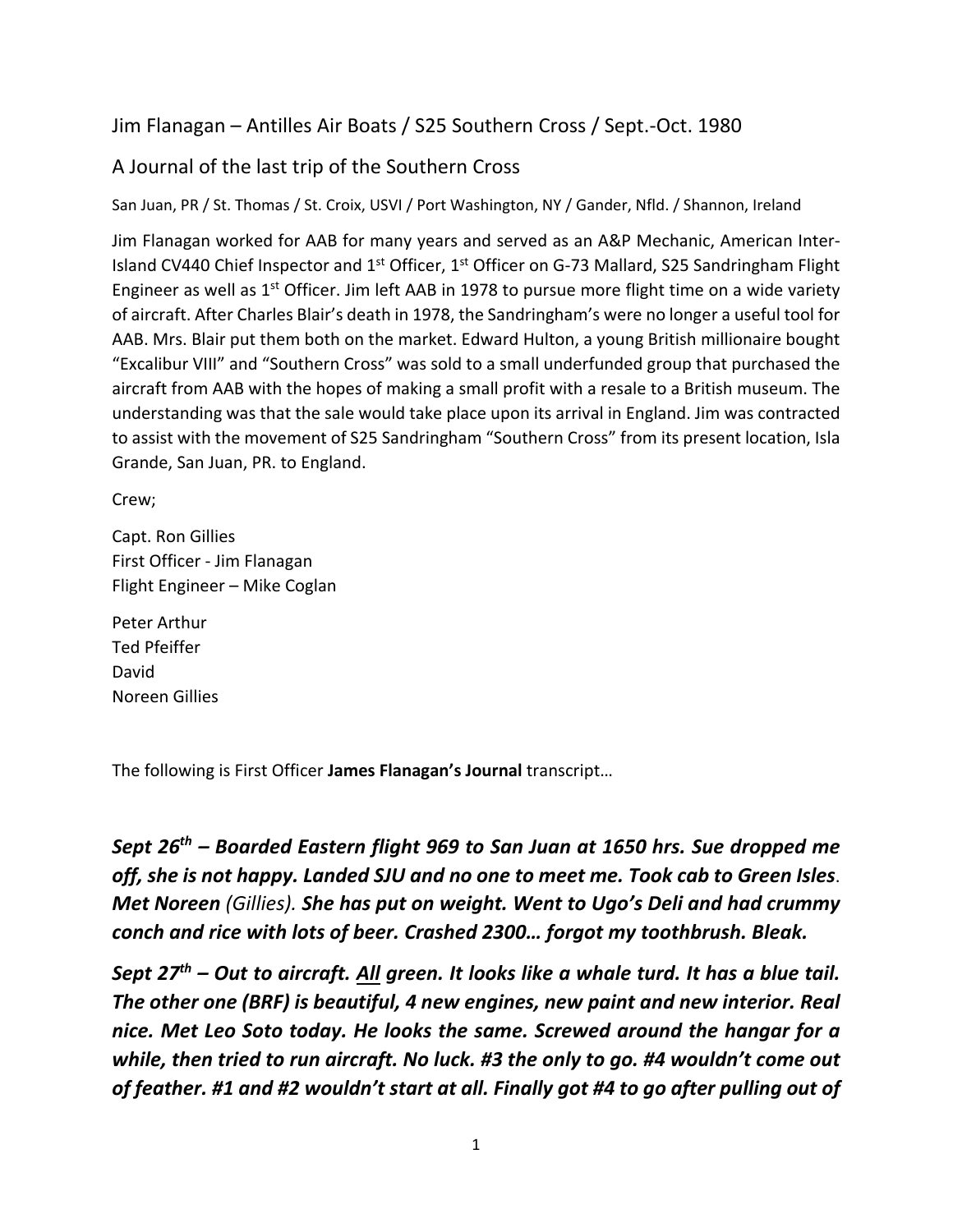# Jim Flanagan – Antilles Air Boats / S25 Southern Cross / Sept.-Oct. 1980

## A Journal of the last trip of the Southern Cross

San Juan, PR / St. Thomas / St. Croix, USVI / Port Washington, NY / Gander, Nfld. / Shannon, Ireland

Jim Flanagan worked for AAB for many years and served as an A&P Mechanic, American Inter-Island CV440 Chief Inspector and 1st Officer, 1st Officer on G-73 Mallard, S25 Sandringham Flight Engineer as well as 1st Officer. Jim left AAB in 1978 to pursue more flight time on a wide variety of aircraft. After Charles Blair's death in 1978, the Sandringham's were no longer a useful tool for AAB. Mrs. Blair put them both on the market. Edward Hulton, a young British millionaire bought "Excalibur VIII" and "Southern Cross" was sold to a small underfunded group that purchased the aircraft from AAB with the hopes of making a small profit with a resale to a British museum. The understanding was that the sale would take place upon its arrival in England. Jim was contracted to assist with the movement of S25 Sandringham "Southern Cross" from its present location, Isla Grande, San Juan, PR. to England.

Crew;

Capt. Ron Gillies
First Officer - Jim Flanagan
Flight Engineer – Mike Coglan

Peter Arthur
Ted Pfeiffer
David
Noreen Gillies

The following is First Officer **James Flanagan's Journal** transcript…

***Sept 26th – Boarded Eastern flight 969 to San Juan at 1650 hrs. Sue dropped me off, she is not happy. Landed SJU and no one to meet me. Took cab to Green Isles*. *Met Noreen*** *(Gillies)*. ***She has put on weight. Went to Ugo's Deli and had crummy conch and rice with lots of beer. Crashed 2300… forgot my toothbrush. Bleak.***

***Sept 27th – Out to aircraft. All green. It looks like a whale turd. It has a blue tail. The other one (BRF) is beautiful, 4 new engines, new paint and new interior. Real nice. Met Leo Soto today. He looks the same. Screwed around the hangar for a while, then tried to run aircraft. No luck. #3 the only to go. #4 wouldn't come out of feather. #1 and #2 wouldn't start at all. Finally got #4 to go after pulling out of***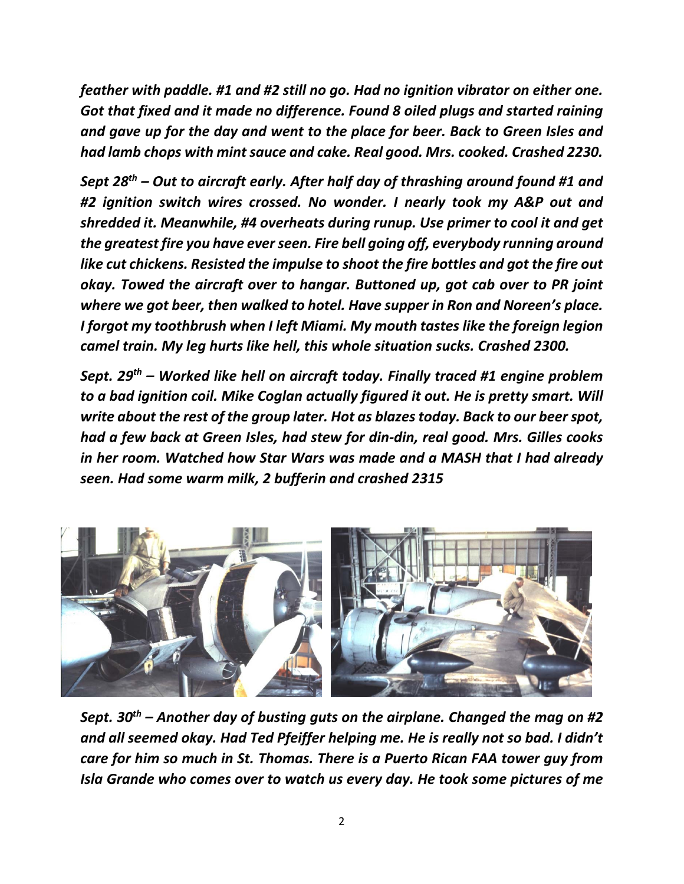*feather with paddle. #1 and #2 still no go. Had no ignition vibrator on either one. Got that fixed and it made no difference. Found 8 oiled plugs and started raining and gave up for the day and went to the place for beer. Back to Green Isles and had lamb chops with mint sauce and cake. Real good. Mrs. cooked. Crashed 2230.*

***Sept 28th – Out to aircraft early. After half day of thrashing around found #1 and #2 ignition switch wires crossed. No wonder. I nearly took my A&P out and shredded it. Meanwhile, #4 overheats during runup. Use primer to cool it and get the greatest fire you have ever seen. Fire bell going off, everybody running around like cut chickens. Resisted the impulse to shoot the fire bottles and got the fire out okay. Towed the aircraft over to hangar. Buttoned up, got cab over to PR joint where we got beer, then walked to hotel. Have supper in Ron and Noreen's place. I forgot my toothbrush when I left Miami. My mouth tastes like the foreign legion camel train. My leg hurts like hell, this whole situation sucks. Crashed 2300.***

***Sept. 29th – Worked like hell on aircraft today. Finally traced #1 engine problem to a bad ignition coil. Mike Coglan actually figured it out. He is pretty smart. Will write about the rest of the group later. Hot as blazes today. Back to our beer spot, had a few back at Green Isles, had stew for din-din, real good. Mrs. Gilles cooks in her room. Watched how Star Wars was made and a MASH that I had already seen. Had some warm milk, 2 bufferin and crashed 2315***

***Sept. 30th – Another day of busting guts on the airplane. Changed the mag on #2 and all seemed okay. Had Ted Pfeiffer helping me. He is really not so bad. I didn't care for him so much in St. Thomas. There is a Puerto Rican FAA tower guy from Isla Grande who comes over to watch us every day. He took some pictures of me***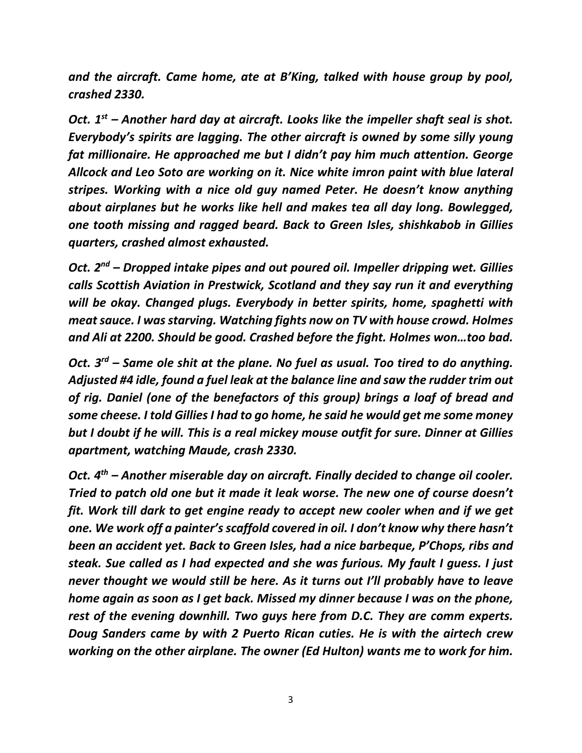***and the aircraft. Came home, ate at B'King, talked with house group by pool, crashed 2330.***

***Oct. 1st – Another hard day at aircraft. Looks like the impeller shaft seal is shot. Everybody's spirits are lagging. The other aircraft is owned by some silly young fat millionaire. He approached me but I didn't pay him much attention. George Allcock and Leo Soto are working on it. Nice white imron paint with blue lateral stripes. Working with a nice old guy named Peter. He doesn't know anything about airplanes but he works like hell and makes tea all day long. Bowlegged, one tooth missing and ragged beard. Back to Green Isles, shishkabob in Gillies quarters, crashed almost exhausted.***

***Oct. 2nd – Dropped intake pipes and out poured oil. Impeller dripping wet. Gillies calls Scottish Aviation in Prestwick, Scotland and they say run it and everything will be okay. Changed plugs. Everybody in better spirits, home, spaghetti with meat sauce. I was starving. Watching fights now on TV with house crowd. Holmes and Ali at 2200. Should be good. Crashed before the fight. Holmes won…too bad.***

***Oct. 3rd – Same ole shit at the plane. No fuel as usual. Too tired to do anything. Adjusted #4 idle, found a fuel leak at the balance line and saw the rudder trim out of rig. Daniel (one of the benefactors of this group) brings a loaf of bread and some cheese. I told Gillies I had to go home, he said he would get me some money but I doubt if he will. This is a real mickey mouse outfit for sure. Dinner at Gillies apartment, watching Maude, crash 2330.***

***Oct. 4th – Another miserable day on aircraft. Finally decided to change oil cooler. Tried to patch old one but it made it leak worse. The new one of course doesn't fit. Work till dark to get engine ready to accept new cooler when and if we get one. We work off a painter's scaffold covered in oil. I don't know why there hasn't been an accident yet. Back to Green Isles, had a nice barbeque, P'Chops, ribs and steak. Sue called as I had expected and she was furious. My fault I guess. I just never thought we would still be here. As it turns out I'll probably have to leave home again as soon as I get back. Missed my dinner because I was on the phone, rest of the evening downhill. Two guys here from D.C. They are comm experts. Doug Sanders came by with 2 Puerto Rican cuties. He is with the airtech crew working on the other airplane. The owner (Ed Hulton) wants me to work for him.***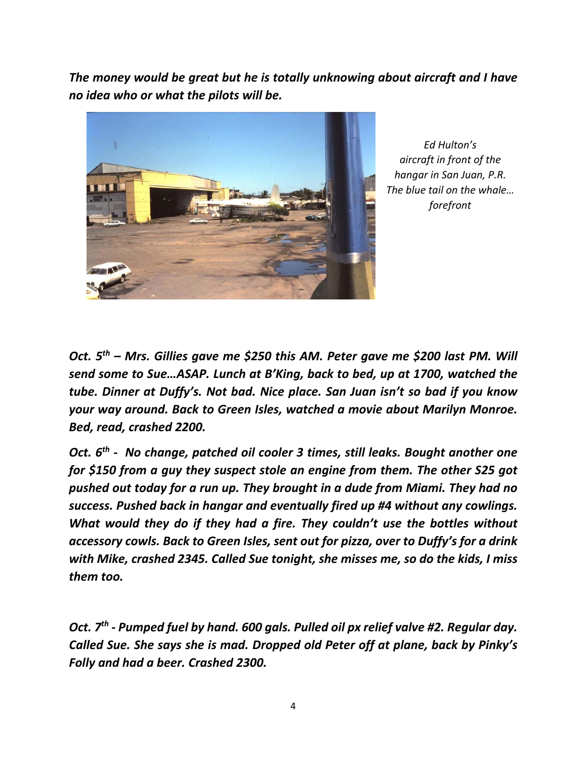*The money would be great but he is totally unknowing about aircraft and I have no idea who or what the pilots will be.*

*Ed Hulton's aircraft in front of the hangar in San Juan, P.R. The blue tail on the whale… forefront*

***Oct. 5th – Mrs. Gillies gave me $250 this AM. Peter gave me $200 last PM. Will send some to Sue…ASAP. Lunch at B'King, back to bed, up at 1700, watched the tube. Dinner at Duffy's. Not bad. Nice place. San Juan isn't so bad if you know your way around. Back to Green Isles, watched a movie about Marilyn Monroe. Bed, read, crashed 2200.***

***Oct. 6th - No change, patched oil cooler 3 times, still leaks. Bought another one for $150 from a guy they suspect stole an engine from them. The other S25 got pushed out today for a run up. They brought in a dude from Miami. They had no success. Pushed back in hangar and eventually fired up #4 without any cowlings. What would they do if they had a fire. They couldn't use the bottles without accessory cowls. Back to Green Isles, sent out for pizza, over to Duffy's for a drink with Mike, crashed 2345. Called Sue tonight, she misses me, so do the kids, I miss them too.***

***Oct. 7th - Pumped fuel by hand. 600 gals. Pulled oil px relief valve #2. Regular day. Called Sue. She says she is mad. Dropped old Peter off at plane, back by Pinky's Folly and had a beer. Crashed 2300.***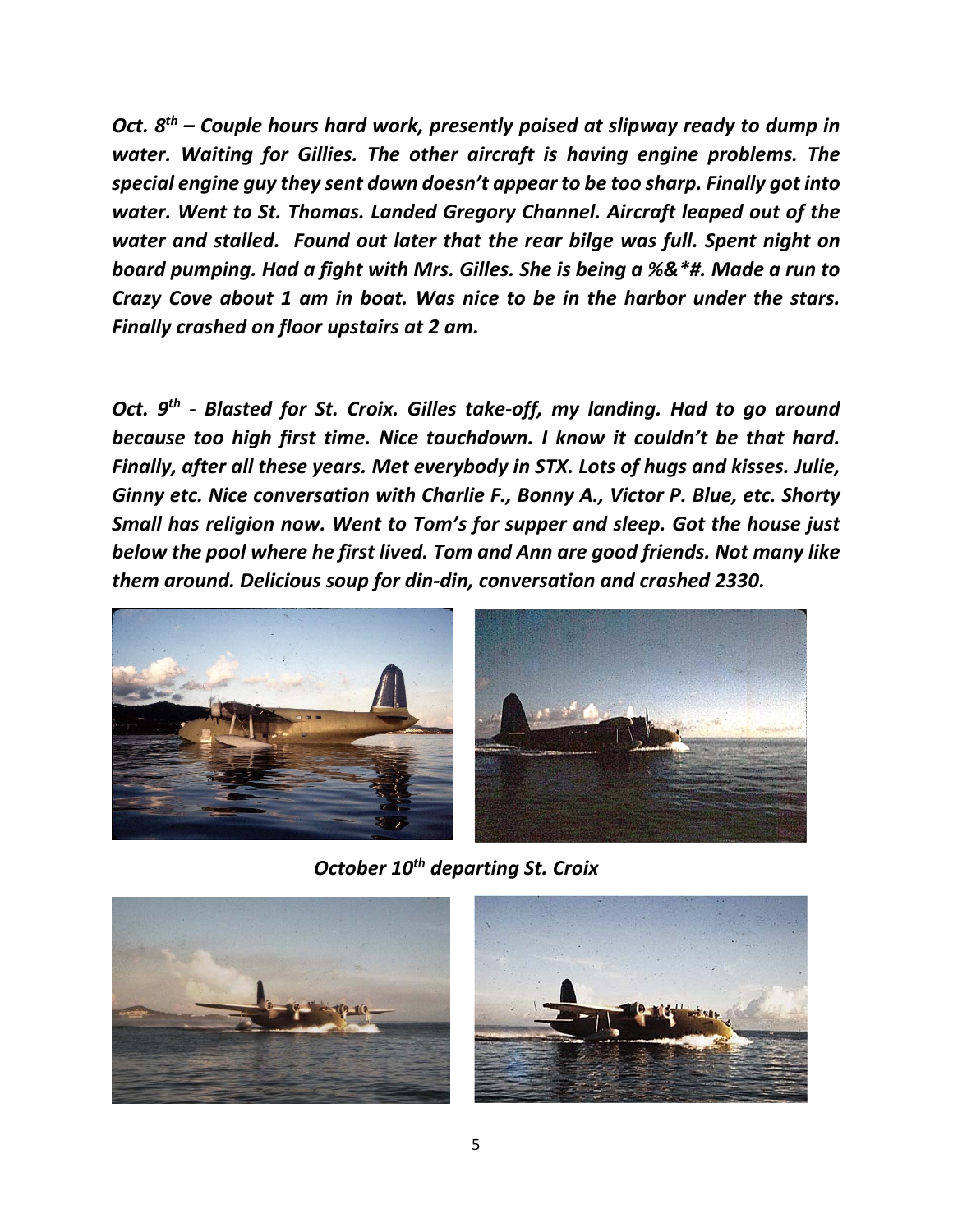*Oct. 8th – Couple hours hard work, presently poised at slipway ready to dump in water. Waiting for Gillies. The other aircraft is having engine problems. The special engine guy they sent down doesn't appear to be too sharp. Finally got into water. Went to St. Thomas. Landed Gregory Channel. Aircraft leaped out of the water and stalled. Found out later that the rear bilge was full. Spent night on board pumping. Had a fight with Mrs. Gilles. She is being a %&*#. Made a run to Crazy Cove about 1 am in boat. Was nice to be in the harbor under the stars. Finally crashed on floor upstairs at 2 am.*

*Oct. 9th - Blasted for St. Croix. Gilles take-off, my landing. Had to go around because too high first time. Nice touchdown. I know it couldn't be that hard. Finally, after all these years. Met everybody in STX. Lots of hugs and kisses. Julie, Ginny etc. Nice conversation with Charlie F., Bonny A., Victor P. Blue, etc. Shorty Small has religion now. Went to Tom's for supper and sleep. Got the house just below the pool where he first lived. Tom and Ann are good friends. Not many like them around. Delicious soup for din-din, conversation and crashed 2330.*

*October 10th departing St. Croix*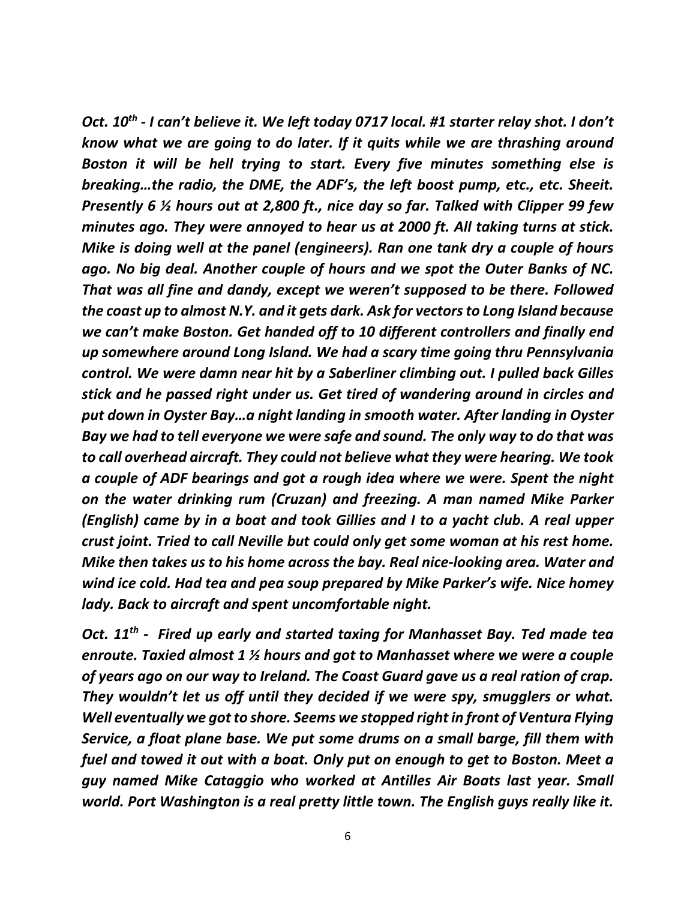***Oct. 10th - I can't believe it. We left today 0717 local. #1 starter relay shot. I don't know what we are going to do later. If it quits while we are thrashing around Boston it will be hell trying to start. Every five minutes something else is breaking…the radio, the DME, the ADF's, the left boost pump, etc., etc. Sheeit. Presently 6 ½ hours out at 2,800 ft., nice day so far. Talked with Clipper 99 few minutes ago. They were annoyed to hear us at 2000 ft. All taking turns at stick. Mike is doing well at the panel (engineers). Ran one tank dry a couple of hours ago. No big deal. Another couple of hours and we spot the Outer Banks of NC. That was all fine and dandy, except we weren't supposed to be there. Followed the coast up to almost N.Y. and it gets dark. Ask for vectors to Long Island because we can't make Boston. Get handed off to 10 different controllers and finally end up somewhere around Long Island. We had a scary time going thru Pennsylvania control. We were damn near hit by a Saberliner climbing out. I pulled back Gilles stick and he passed right under us. Get tired of wandering around in circles and put down in Oyster Bay…a night landing in smooth water. After landing in Oyster Bay we had to tell everyone we were safe and sound. The only way to do that was to call overhead aircraft. They could not believe what they were hearing. We took a couple of ADF bearings and got a rough idea where we were. Spent the night on the water drinking rum (Cruzan) and freezing. A man named Mike Parker (English) came by in a boat and took Gillies and I to a yacht club. A real upper crust joint. Tried to call Neville but could only get some woman at his rest home. Mike then takes us to his home across the bay. Real nice-looking area. Water and wind ice cold. Had tea and pea soup prepared by Mike Parker's wife. Nice homey lady. Back to aircraft and spent uncomfortable night.***

***Oct. 11th - Fired up early and started taxing for Manhasset Bay. Ted made tea enroute. Taxied almost 1 ½ hours and got to Manhasset where we were a couple of years ago on our way to Ireland. The Coast Guard gave us a real ration of crap. They wouldn't let us off until they decided if we were spy, smugglers or what. Well eventually we got to shore. Seems we stopped right in front of Ventura Flying Service, a float plane base. We put some drums on a small barge, fill them with fuel and towed it out with a boat. Only put on enough to get to Boston. Meet a guy named Mike Cataggio who worked at Antilles Air Boats last year. Small world. Port Washington is a real pretty little town. The English guys really like it.***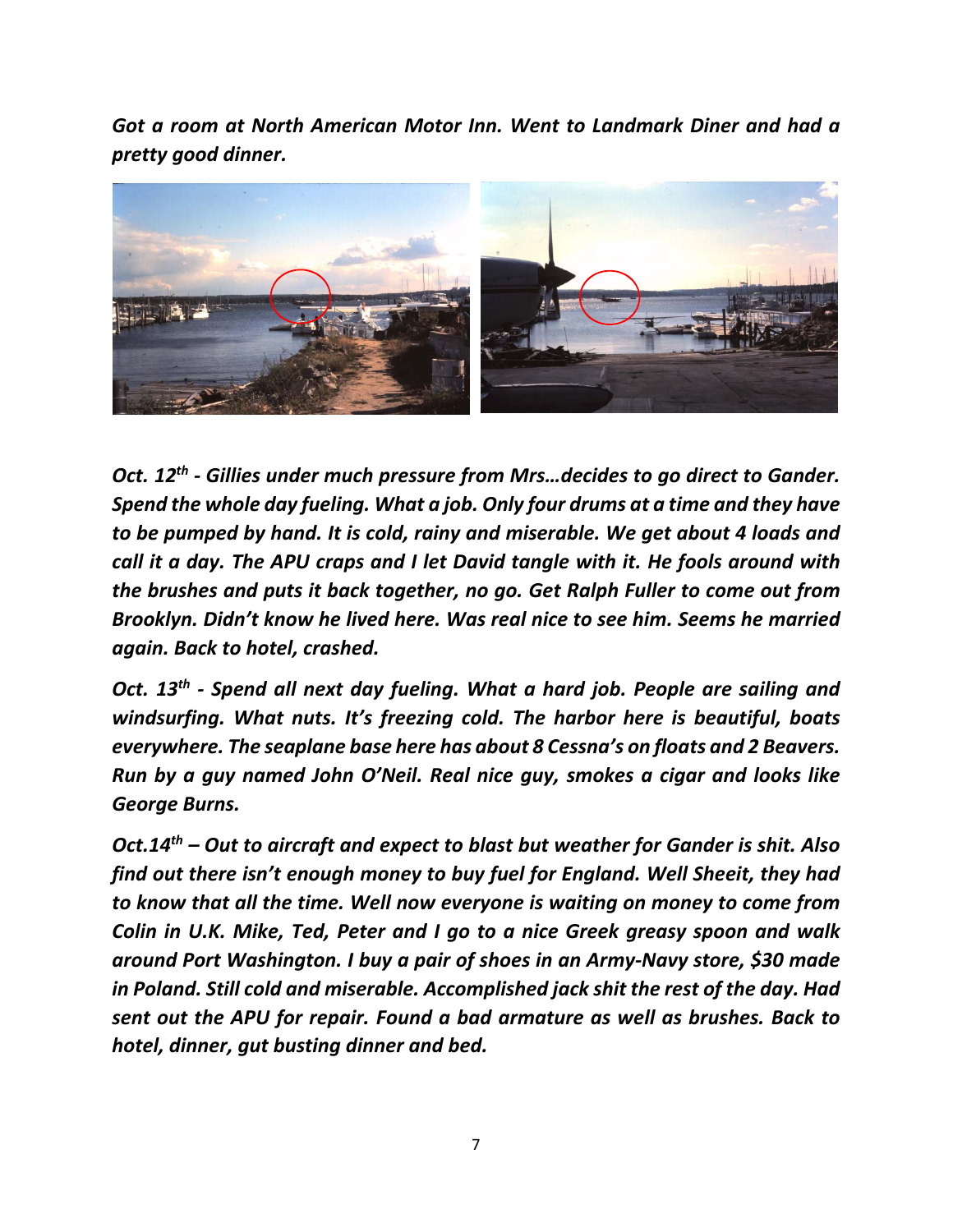*Got a room at North American Motor Inn. Went to Landmark Diner and had a pretty good dinner.*

***Oct. 12th - Gillies under much pressure from Mrs…decides to go direct to Gander. Spend the whole day fueling. What a job. Only four drums at a time and they have to be pumped by hand. It is cold, rainy and miserable. We get about 4 loads and call it a day. The APU craps and I let David tangle with it. He fools around with the brushes and puts it back together, no go. Get Ralph Fuller to come out from Brooklyn. Didn't know he lived here. Was real nice to see him. Seems he married again. Back to hotel, crashed.***

***Oct. 13th - Spend all next day fueling. What a hard job. People are sailing and windsurfing. What nuts. It's freezing cold. The harbor here is beautiful, boats everywhere. The seaplane base here has about 8 Cessna's on floats and 2 Beavers. Run by a guy named John O'Neil. Real nice guy, smokes a cigar and looks like George Burns.***

***Oct.14th – Out to aircraft and expect to blast but weather for Gander is shit. Also find out there isn't enough money to buy fuel for England. Well Sheeit, they had to know that all the time. Well now everyone is waiting on money to come from Colin in U.K. Mike, Ted, Peter and I go to a nice Greek greasy spoon and walk around Port Washington. I buy a pair of shoes in an Army-Navy store, $30 made in Poland. Still cold and miserable. Accomplished jack shit the rest of the day. Had sent out the APU for repair. Found a bad armature as well as brushes. Back to hotel, dinner, gut busting dinner and bed.***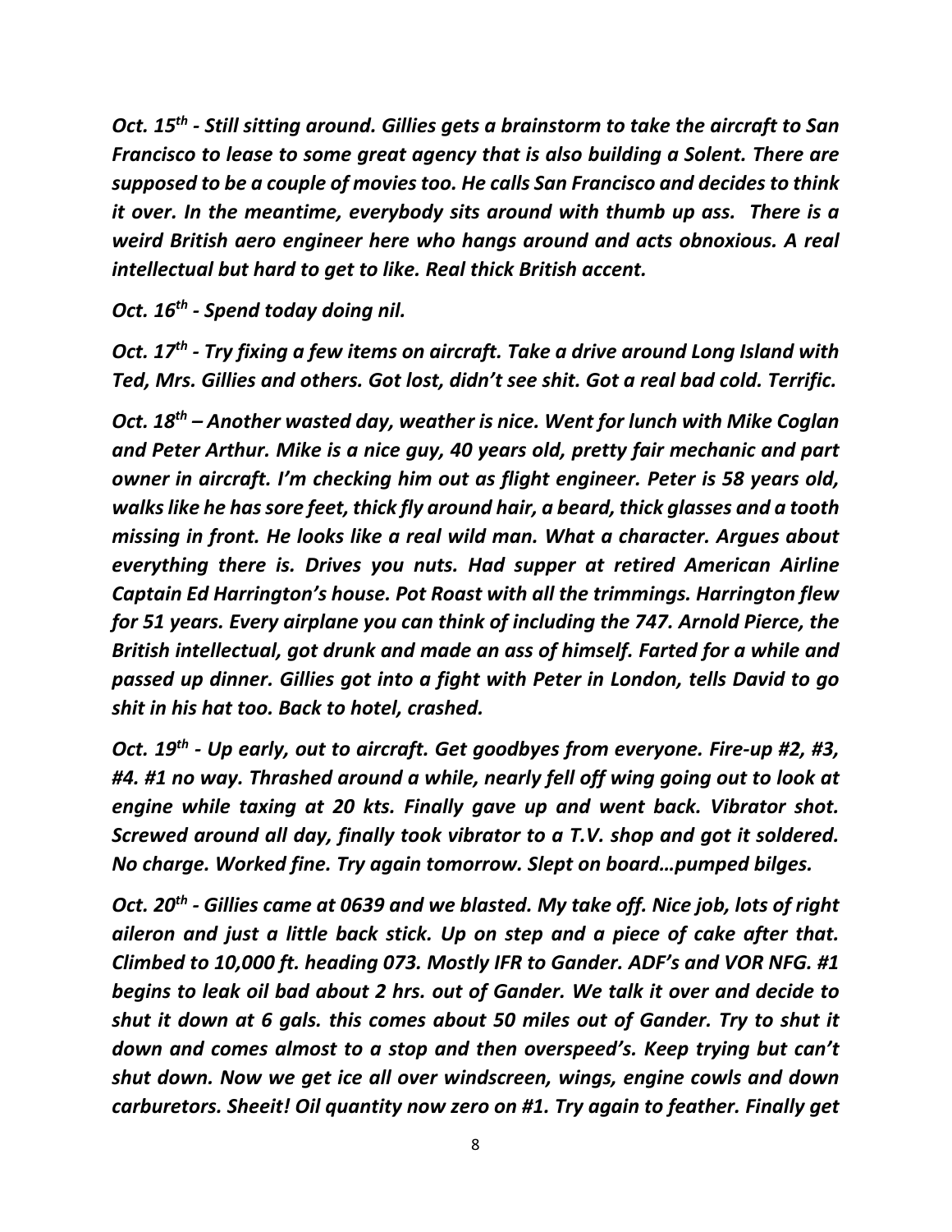***Oct. 15th - Still sitting around. Gillies gets a brainstorm to take the aircraft to San Francisco to lease to some great agency that is also building a Solent. There are supposed to be a couple of movies too. He calls San Francisco and decides to think it over. In the meantime, everybody sits around with thumb up ass. There is a weird British aero engineer here who hangs around and acts obnoxious. A real intellectual but hard to get to like. Real thick British accent.***

***Oct. 16th - Spend today doing nil.***

***Oct. 17th - Try fixing a few items on aircraft. Take a drive around Long Island with Ted, Mrs. Gillies and others. Got lost, didn't see shit. Got a real bad cold. Terrific.***

***Oct. 18th – Another wasted day, weather is nice. Went for lunch with Mike Coglan and Peter Arthur. Mike is a nice guy, 40 years old, pretty fair mechanic and part owner in aircraft. I'm checking him out as flight engineer. Peter is 58 years old, walks like he has sore feet, thick fly around hair, a beard, thick glasses and a tooth missing in front. He looks like a real wild man. What a character. Argues about everything there is. Drives you nuts. Had supper at retired American Airline Captain Ed Harrington's house. Pot Roast with all the trimmings. Harrington flew for 51 years. Every airplane you can think of including the 747. Arnold Pierce, the British intellectual, got drunk and made an ass of himself. Farted for a while and passed up dinner. Gillies got into a fight with Peter in London, tells David to go shit in his hat too. Back to hotel, crashed.***

***Oct. 19th - Up early, out to aircraft. Get goodbyes from everyone. Fire-up #2, #3, #4. #1 no way. Thrashed around a while, nearly fell off wing going out to look at engine while taxing at 20 kts. Finally gave up and went back. Vibrator shot. Screwed around all day, finally took vibrator to a T.V. shop and got it soldered. No charge. Worked fine. Try again tomorrow. Slept on board…pumped bilges.***

***Oct. 20th - Gillies came at 0639 and we blasted. My take off. Nice job, lots of right aileron and just a little back stick. Up on step and a piece of cake after that. Climbed to 10,000 ft. heading 073. Mostly IFR to Gander. ADF's and VOR NFG. #1 begins to leak oil bad about 2 hrs. out of Gander. We talk it over and decide to shut it down at 6 gals. this comes about 50 miles out of Gander. Try to shut it down and comes almost to a stop and then overspeed's. Keep trying but can't shut down. Now we get ice all over windscreen, wings, engine cowls and down carburetors. Sheeit! Oil quantity now zero on #1. Try again to feather. Finally get***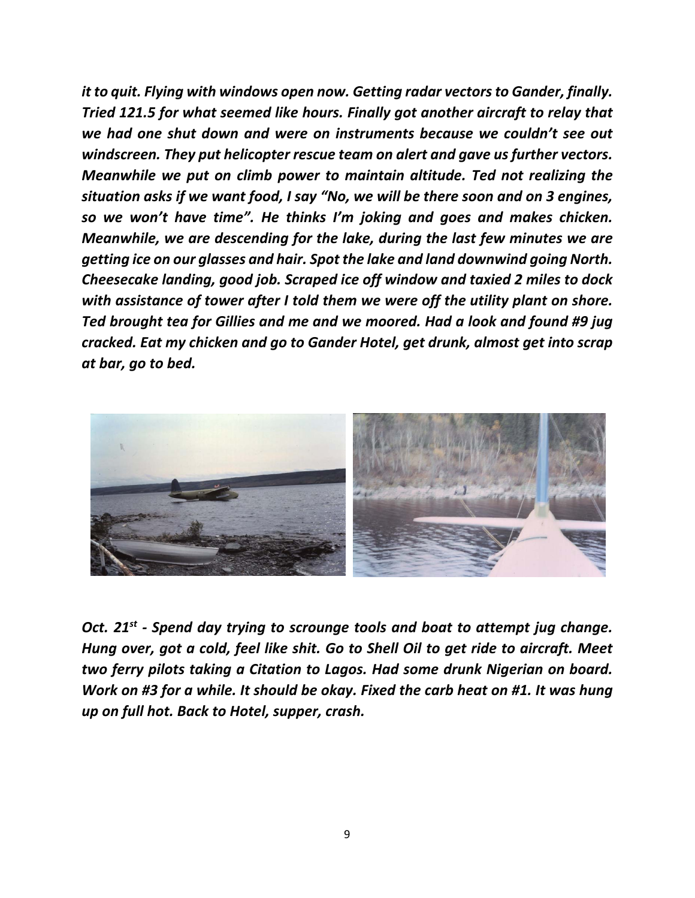*it to quit. Flying with windows open now. Getting radar vectors to Gander, finally. Tried 121.5 for what seemed like hours. Finally got another aircraft to relay that we had one shut down and were on instruments because we couldn't see out windscreen. They put helicopter rescue team on alert and gave us further vectors. Meanwhile we put on climb power to maintain altitude. Ted not realizing the situation asks if we want food, I say "No, we will be there soon and on 3 engines, so we won't have time". He thinks I'm joking and goes and makes chicken. Meanwhile, we are descending for the lake, during the last few minutes we are getting ice on our glasses and hair. Spot the lake and land downwind going North. Cheesecake landing, good job. Scraped ice off window and taxied 2 miles to dock with assistance of tower after I told them we were off the utility plant on shore. Ted brought tea for Gillies and me and we moored. Had a look and found #9 jug cracked. Eat my chicken and go to Gander Hotel, get drunk, almost get into scrap at bar, go to bed.*

***Oct. 21st - Spend day trying to scrounge tools and boat to attempt jug change. Hung over, got a cold, feel like shit. Go to Shell Oil to get ride to aircraft. Meet two ferry pilots taking a Citation to Lagos. Had some drunk Nigerian on board. Work on #3 for a while. It should be okay. Fixed the carb heat on #1. It was hung up on full hot. Back to Hotel, supper, crash.***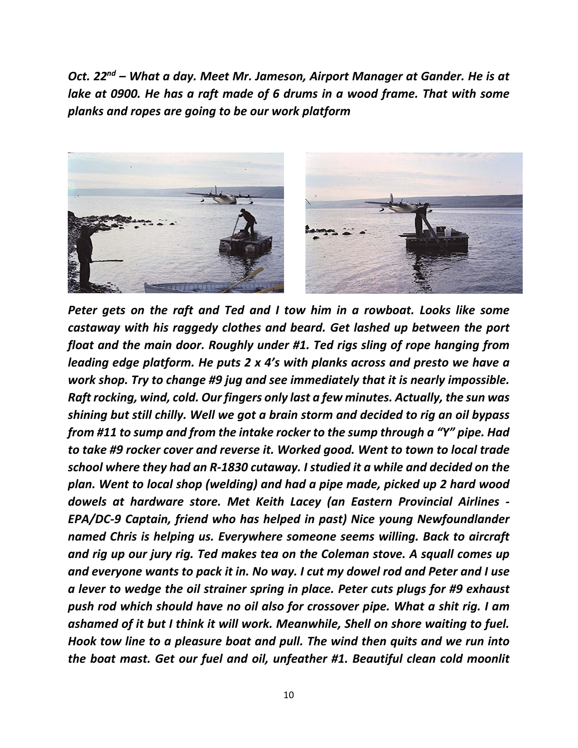***Oct. 22nd – What a day. Meet Mr. Jameson, Airport Manager at Gander. He is at lake at 0900. He has a raft made of 6 drums in a wood frame. That with some planks and ropes are going to be our work platform***

***Peter gets on the raft and Ted and I tow him in a rowboat. Looks like some castaway with his raggedy clothes and beard. Get lashed up between the port float and the main door. Roughly under #1. Ted rigs sling of rope hanging from leading edge platform. He puts 2 x 4's with planks across and presto we have a work shop. Try to change #9 jug and see immediately that it is nearly impossible. Raft rocking, wind, cold. Our fingers only last a few minutes. Actually, the sun was shining but still chilly. Well we got a brain storm and decided to rig an oil bypass from #11 to sump and from the intake rocker to the sump through a "Y" pipe. Had to take #9 rocker cover and reverse it. Worked good. Went to town to local trade school where they had an R-1830 cutaway. I studied it a while and decided on the plan. Went to local shop (welding) and had a pipe made, picked up 2 hard wood dowels at hardware store. Met Keith Lacey (an Eastern Provincial Airlines - EPA/DC-9 Captain, friend who has helped in past) Nice young Newfoundlander named Chris is helping us. Everywhere someone seems willing. Back to aircraft and rig up our jury rig. Ted makes tea on the Coleman stove. A squall comes up and everyone wants to pack it in. No way. I cut my dowel rod and Peter and I use a lever to wedge the oil strainer spring in place. Peter cuts plugs for #9 exhaust push rod which should have no oil also for crossover pipe. What a shit rig. I am ashamed of it but I think it will work. Meanwhile, Shell on shore waiting to fuel. Hook tow line to a pleasure boat and pull. The wind then quits and we run into the boat mast. Get our fuel and oil, unfeather #1. Beautiful clean cold moonlit***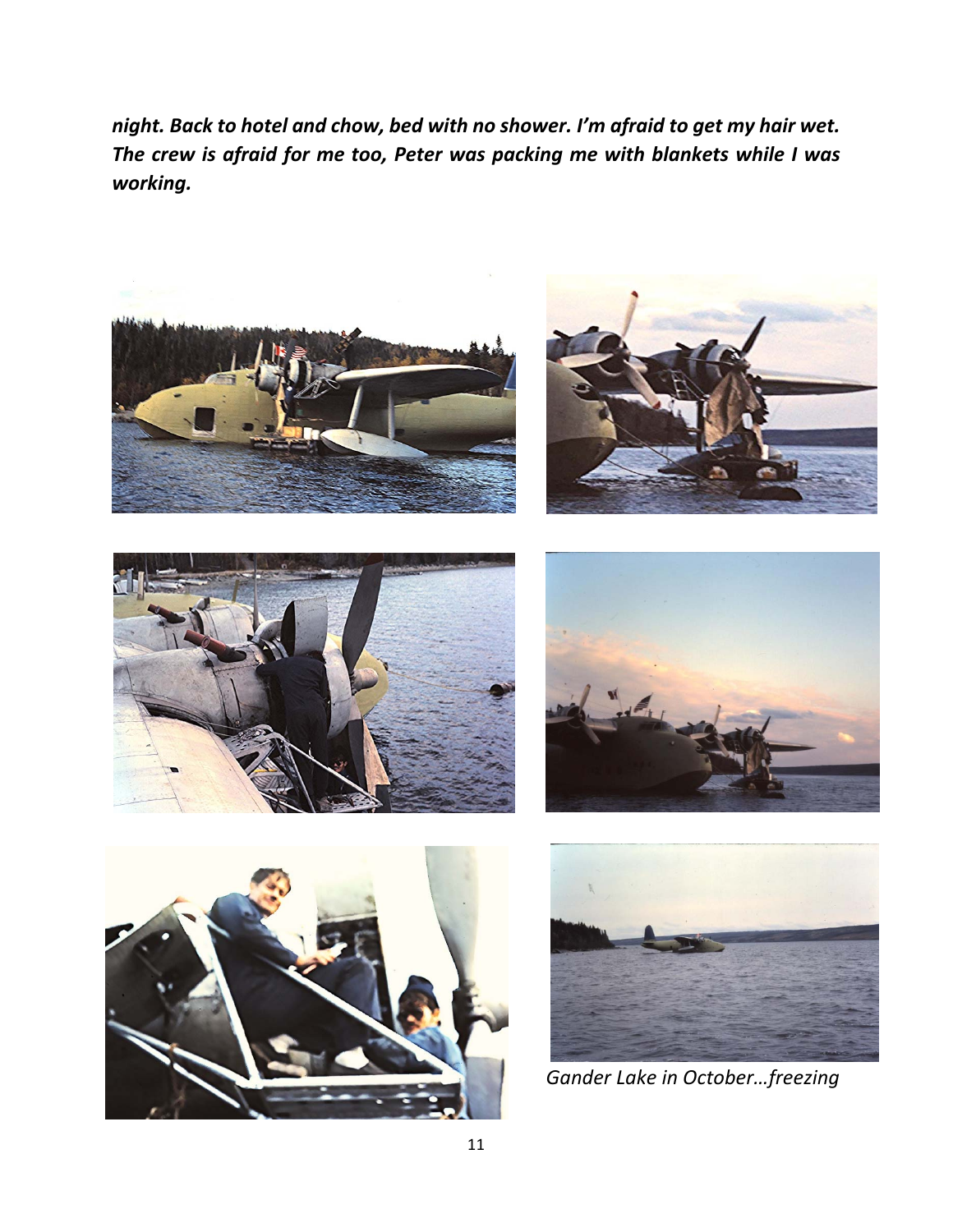***night. Back to hotel and chow, bed with no shower. I'm afraid to get my hair wet. The crew is afraid for me too, Peter was packing me with blankets while I was working.***

*Gander Lake in October…freezing*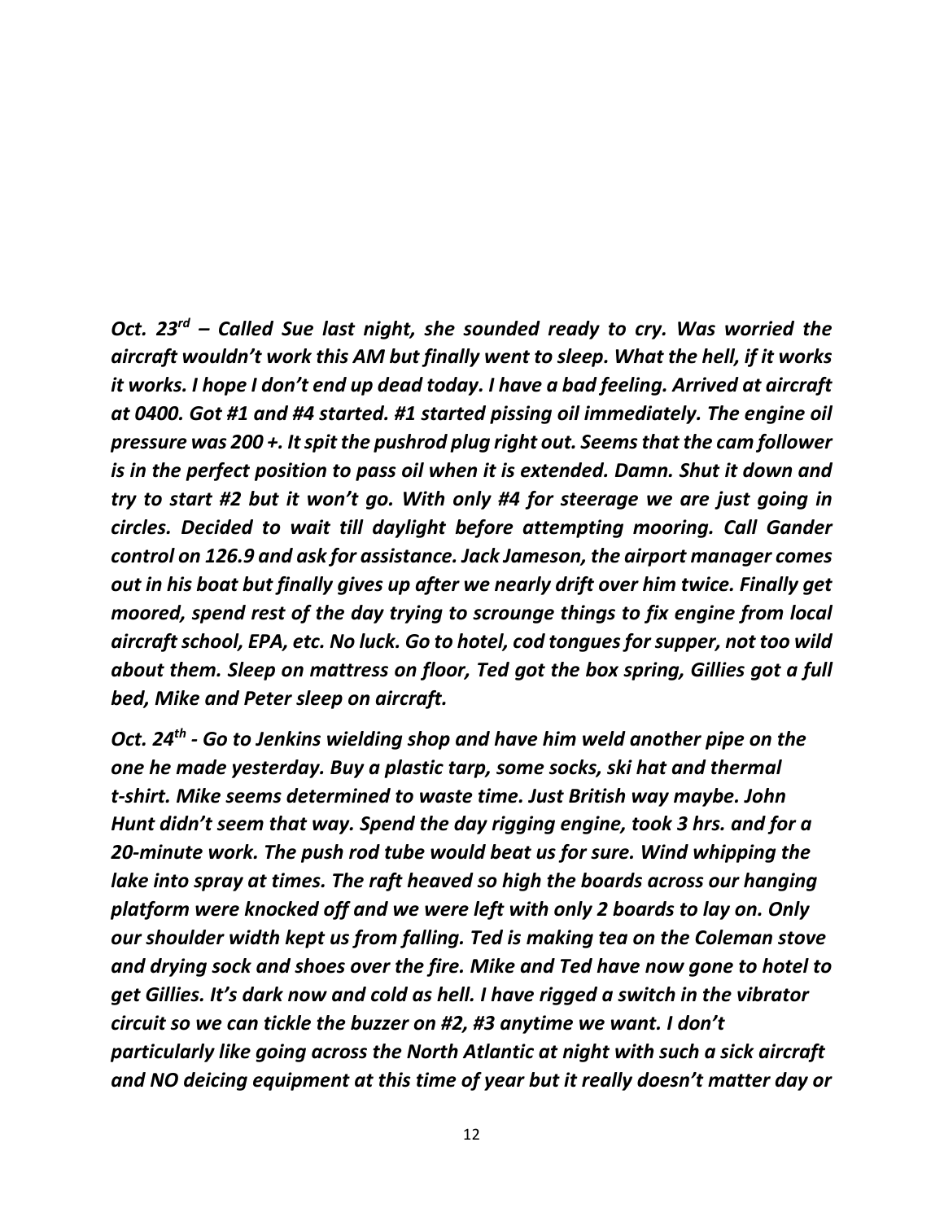*Oct. 23rd – Called Sue last night, she sounded ready to cry. Was worried the aircraft wouldn't work this AM but finally went to sleep. What the hell, if it works it works. I hope I don't end up dead today. I have a bad feeling. Arrived at aircraft at 0400. Got #1 and #4 started. #1 started pissing oil immediately. The engine oil pressure was 200 +. It spit the pushrod plug right out. Seems that the cam follower is in the perfect position to pass oil when it is extended. Damn. Shut it down and try to start #2 but it won't go. With only #4 for steerage we are just going in circles. Decided to wait till daylight before attempting mooring. Call Gander control on 126.9 and ask for assistance. Jack Jameson, the airport manager comes out in his boat but finally gives up after we nearly drift over him twice. Finally get moored, spend rest of the day trying to scrounge things to fix engine from local aircraft school, EPA, etc. No luck. Go to hotel, cod tongues for supper, not too wild about them. Sleep on mattress on floor, Ted got the box spring, Gillies got a full bed, Mike and Peter sleep on aircraft.*

*Oct. 24th - Go to Jenkins wielding shop and have him weld another pipe on the one he made yesterday. Buy a plastic tarp, some socks, ski hat and thermal t-shirt. Mike seems determined to waste time. Just British way maybe. John Hunt didn't seem that way. Spend the day rigging engine, took 3 hrs. and for a 20-minute work. The push rod tube would beat us for sure. Wind whipping the lake into spray at times. The raft heaved so high the boards across our hanging platform were knocked off and we were left with only 2 boards to lay on. Only our shoulder width kept us from falling. Ted is making tea on the Coleman stove and drying sock and shoes over the fire. Mike and Ted have now gone to hotel to get Gillies. It's dark now and cold as hell. I have rigged a switch in the vibrator circuit so we can tickle the buzzer on #2, #3 anytime we want. I don't particularly like going across the North Atlantic at night with such a sick aircraft and NO deicing equipment at this time of year but it really doesn't matter day or*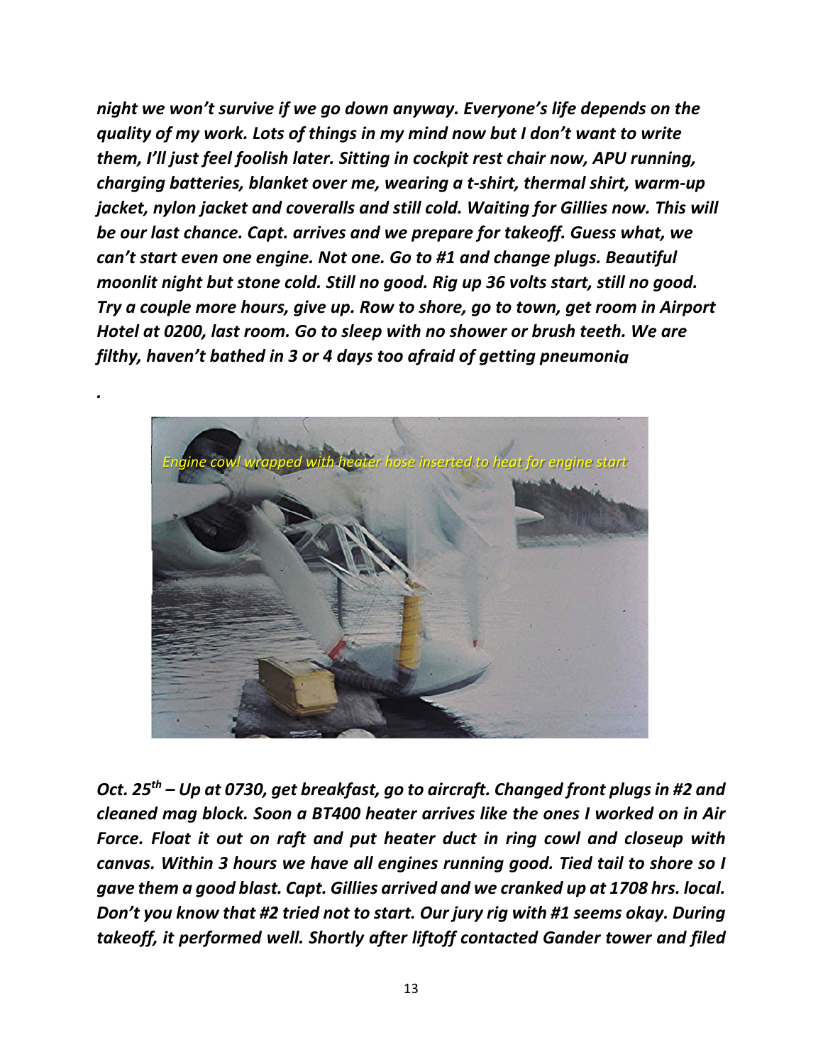*night we won't survive if we go down anyway. Everyone's life depends on the quality of my work. Lots of things in my mind now but I don't want to write them, I'll just feel foolish later. Sitting in cockpit rest chair now, APU running, charging batteries, blanket over me, wearing a t-shirt, thermal shirt, warm-up jacket, nylon jacket and coveralls and still cold. Waiting for Gillies now. This will be our last chance. Capt. arrives and we prepare for takeoff. Guess what, we can't start even one engine. Not one. Go to #1 and change plugs. Beautiful moonlit night but stone cold. Still no good. Rig up 36 volts start, still no good. Try a couple more hours, give up. Row to shore, go to town, get room in Airport Hotel at 0200, last room. Go to sleep with no shower or brush teeth. We are filthy, haven't bathed in 3 or 4 days too afraid of getting pneumonia*

*.*

*Engine cowl wrapped with heater hose inserted to heat for engine start*

***Oct. 25th – Up at 0730, get breakfast, go to aircraft. Changed front plugs in #2 and cleaned mag block. Soon a BT400 heater arrives like the ones I worked on in Air Force. Float it out on raft and put heater duct in ring cowl and closeup with canvas. Within 3 hours we have all engines running good. Tied tail to shore so I gave them a good blast. Capt. Gillies arrived and we cranked up at 1708 hrs. local. Don't you know that #2 tried not to start. Our jury rig with #1 seems okay. During takeoff, it performed well. Shortly after liftoff contacted Gander tower and filed***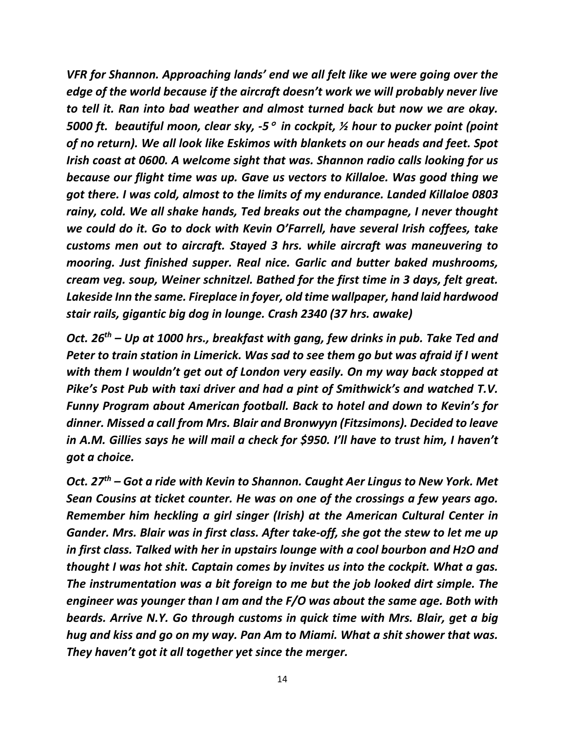*VFR for Shannon. Approaching lands' end we all felt like we were going over the edge of the world because if the aircraft doesn't work we will probably never live to tell it. Ran into bad weather and almost turned back but now we are okay. 5000 ft. beautiful moon, clear sky, -5° in cockpit, ½ hour to pucker point (point of no return). We all look like Eskimos with blankets on our heads and feet. Spot Irish coast at 0600. A welcome sight that was. Shannon radio calls looking for us because our flight time was up. Gave us vectors to Killaloe. Was good thing we got there. I was cold, almost to the limits of my endurance. Landed Killaloe 0803 rainy, cold. We all shake hands, Ted breaks out the champagne, I never thought we could do it. Go to dock with Kevin O'Farrell, have several Irish coffees, take customs men out to aircraft. Stayed 3 hrs. while aircraft was maneuvering to mooring. Just finished supper. Real nice. Garlic and butter baked mushrooms, cream veg. soup, Weiner schnitzel. Bathed for the first time in 3 days, felt great. Lakeside Inn the same. Fireplace in foyer, old time wallpaper, hand laid hardwood stair rails, gigantic big dog in lounge. Crash 2340 (37 hrs. awake)*

***Oct. 26th – Up at 1000 hrs., breakfast with gang, few drinks in pub. Take Ted and Peter to train station in Limerick. Was sad to see them go but was afraid if I went with them I wouldn't get out of London very easily. On my way back stopped at Pike's Post Pub with taxi driver and had a pint of Smithwick's and watched T.V. Funny Program about American football. Back to hotel and down to Kevin's for dinner. Missed a call from Mrs. Blair and Bronwyyn (Fitzsimons). Decided to leave in A.M. Gillies says he will mail a check for $950. I'll have to trust him, I haven't got a choice.***

***Oct. 27th – Got a ride with Kevin to Shannon. Caught Aer Lingus to New York. Met Sean Cousins at ticket counter. He was on one of the crossings a few years ago. Remember him heckling a girl singer (Irish) at the American Cultural Center in Gander. Mrs. Blair was in first class. After take-off, she got the stew to let me up in first class. Talked with her in upstairs lounge with a cool bourbon and $H_2O$ and thought I was hot shit. Captain comes by invites us into the cockpit. What a gas. The instrumentation was a bit foreign to me but the job looked dirt simple. The engineer was younger than I am and the F/O was about the same age. Both with beards. Arrive N.Y. Go through customs in quick time with Mrs. Blair, get a big hug and kiss and go on my way. Pan Am to Miami. What a shit shower that was. They haven't got it all together yet since the merger.***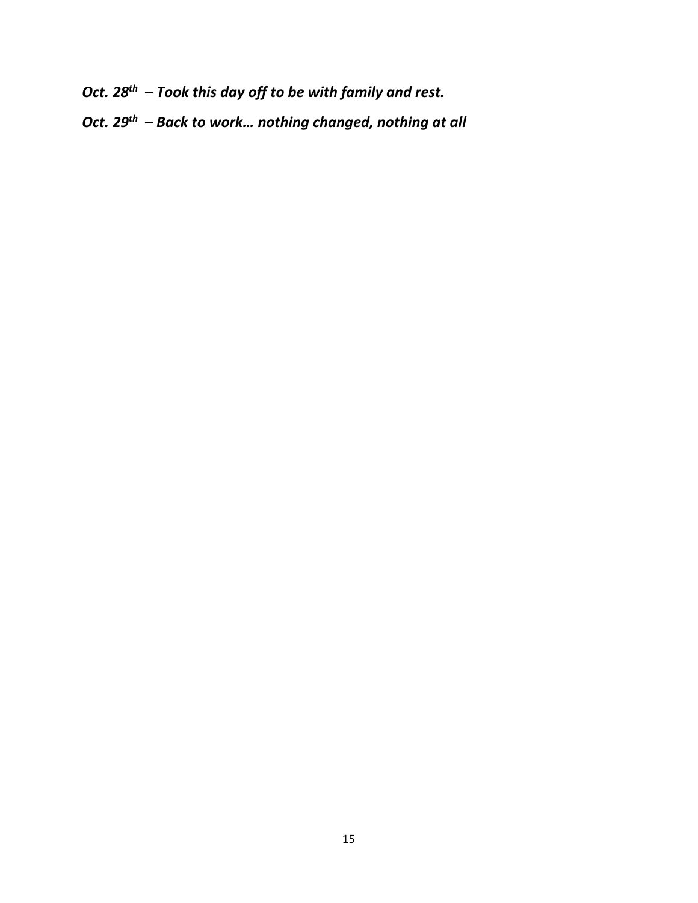***Oct. 28th – Took this day off to be with family and rest.***

***Oct. 29th – Back to work… nothing changed, nothing at all***